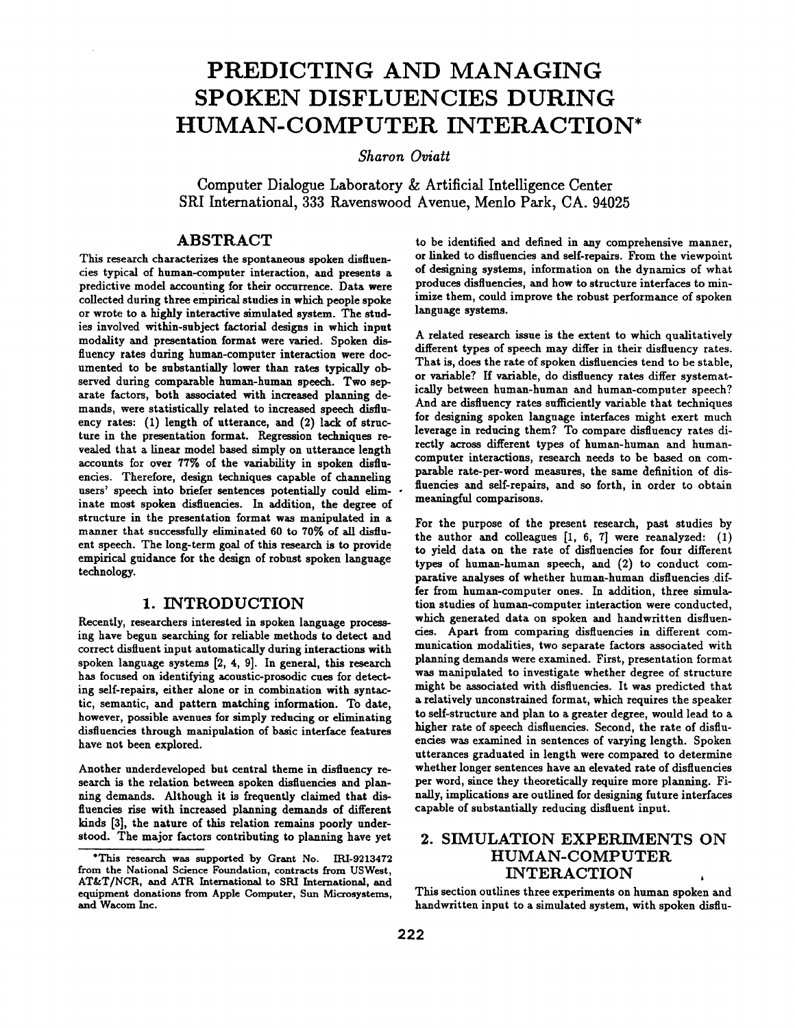# PREDICTING AND MANAGING SPOKEN DISFLUENCIES DURING HUMAN-COMPUTER INTERACTION*

*Sharon Oviatt*

Computer Dialogue Laboratory & Artificial Intelligence Center
SRI International, 333 Ravenswood Avenue, Menlo Park, CA. 94025

## ABSTRACT

This research characterizes the spontaneous spoken disfluencies typical of human-computer interaction, and presents a predictive model accounting for their occurrence. Data were collected during three empirical studies in which people spoke or wrote to a highly interactive simulated system. The studies involved within-subject factorial designs in which input modality and presentation format were varied. Spoken disfluency rates during human-computer interaction were documented to be substantially lower than rates typically observed during comparable human-human speech. Two separate factors, both associated with increased planning demands, were statistically related to increased speech disfluency rates: (1) length of utterance, and (2) lack of structure in the presentation format. Regression techniques revealed that a linear model based simply on utterance length accounts for over 77% of the variability in spoken disfluencies. Therefore, design techniques capable of channeling users' speech into briefer sentences potentially could eliminate most spoken disfluencies. In addition, the degree of structure in the presentation format was manipulated in a manner that successfully eliminated 60 to 70% of all disfluent speech. The long-term goal of this research is to provide empirical guidance for the design of robust spoken language technology.

## 1. INTRODUCTION

Recently, researchers interested in spoken language processing have begun searching for reliable methods to detect and correct disfluent input automatically during interactions with spoken language systems [2, 4, 9]. In general, this research has focused on identifying acoustic-prosodic cues for detecting self-repairs, either alone or in combination with syntactic, semantic, and pattern matching information. To date, however, possible avenues for simply reducing or eliminating disfluencies through manipulation of basic interface features have not been explored.

Another underdeveloped but central theme in disfluency research is the relation between spoken disfluencies and planning demands. Although it is frequently claimed that disfluencies rise with increased planning demands of different kinds [3], the nature of this relation remains poorly understood. The major factors contributing to planning have yet to be identified and defined in any comprehensive manner, or linked to disfluencies and self-repairs. From the viewpoint of designing systems, information on the dynamics of what produces disfluencies, and how to structure interfaces to minimize them, could improve the robust performance of spoken language systems.

A related research issue is the extent to which qualitatively different types of speech may differ in their disfluency rates. That is, does the rate of spoken disfluencies tend to be stable, or variable? If variable, do disfluency rates differ systematically between human-human and human-computer speech? And are disfluency rates sufficiently variable that techniques for designing spoken language interfaces might exert much leverage in reducing them? To compare disfluency rates directly across different types of human-human and human-computer interactions, research needs to be based on comparable rate-per-word measures, the same definition of disfluencies and self-repairs, and so forth, in order to obtain meaningful comparisons.

For the purpose of the present research, past studies by the author and colleagues [1, 6, 7] were reanalyzed: (1) to yield data on the rate of disfluencies for four different types of human-human speech, and (2) to conduct comparative analyses of whether human-human disfluencies differ from human-computer ones. In addition, three simulation studies of human-computer interaction were conducted, which generated data on spoken and handwritten disfluencies. Apart from comparing disfluencies in different communication modalities, two separate factors associated with planning demands were examined. First, presentation format was manipulated to investigate whether degree of structure might be associated with disfluencies. It was predicted that a relatively unconstrained format, which requires the speaker to self-structure and plan to a greater degree, would lead to a higher rate of speech disfluencies. Second, the rate of disfluencies was examined in sentences of varying length. Spoken utterances graduated in length were compared to determine whether longer sentences have an elevated rate of disfluencies per word, since they theoretically require more planning. Finally, implications are outlined for designing future interfaces capable of substantially reducing disfluent input.

## 2. SIMULATION EXPERIMENTS ON HUMAN-COMPUTER INTERACTION

This section outlines three experiments on human spoken and handwritten input to a simulated system, with spoken disflu-

*This research was supported by Grant No. IRI-9213472 from the National Science Foundation, contracts from USWest, AT&T/NCR, and ATR International to SRI International, and equipment donations from Apple Computer, Sun Microsystems, and Wacom Inc.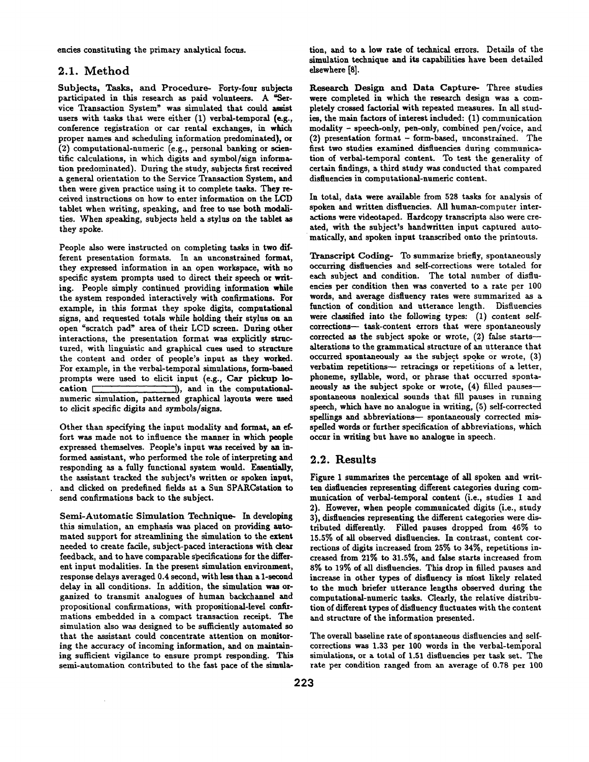encies constituting the primary analytical focus.

## 2.1. Method

**Subjects, Tasks, and Procedure-** Forty-four subjects participated in this research as paid volunteers. A "Service Transaction System" was simulated that could assist users with tasks that were either (1) verbal-temporal (e.g., conference registration or car rental exchanges, in which proper names and scheduling information predominated), or (2) computational-numeric (e.g., personal banking or scientific calculations, in which digits and symbol/sign information predominated). During the study, subjects first received a general orientation to the Service Transaction System, and then were given practice using it to complete tasks. They received instructions on how to enter information on the LCD tablet when writing, speaking, and free to use both modalities. When speaking, subjects held a stylus on the tablet as they spoke.

People also were instructed on completing tasks in two different presentation formats. In an unconstrained format, they expressed information in an open workspace, with no specific system prompts used to direct their speech or writing. People simply continued providing information while the system responded interactively with confirmations. For example, in this format they spoke digits, computational signs, and requested totals while holding their stylus on an open "scratch pad" area of their LCD screen. During other interactions, the presentation format was explicitly structured, with linguistic and graphical cues used to structure the content and order of people's input as they worked. For example, in the verbal-temporal simulations, form-based prompts were used to elicit input (e.g., **Car pickup location** [\_\_\_\_\_\_\_\_\_\_\_\_]), and in the computational-numeric simulation, patterned graphical layouts were used to elicit specific digits and symbols/signs.

Other than specifying the input modality and format, an effort was made not to influence the manner in which people expressed themselves. People's input was received by an informed assistant, who performed the role of interpreting and responding as a fully functional system would. Essentially, the assistant tracked the subject's written or spoken input, and clicked on predefined fields at a Sun SPARCstation to send confirmations back to the subject.

**Semi-Automatic Simulation Technique-** In developing this simulation, an emphasis was placed on providing automated support for streamlining the simulation to the extent needed to create facile, subject-paced interactions with clear feedback, and to have comparable specifications for the different input modalities. In the present simulation environment, response delays averaged 0.4 second, with less than a 1-second delay in all conditions. In addition, the simulation was organized to transmit analogues of human backchannel and propositional confirmations, with propositional-level confirmations embedded in a compact transaction receipt. The simulation also was designed to be sufficiently automated so that the assistant could concentrate attention on monitoring the accuracy of incoming information, and on maintaining sufficient vigilance to ensure prompt responding. This semi-automation contributed to the fast pace of the simulation, and to a low rate of technical errors. Details of the simulation technique and its capabilities have been detailed elsewhere [8].

**Research Design and Data Capture-** Three studies were completed in which the research design was a completely crossed factorial with repeated measures. In all studies, the main factors of interest included: (1) communication modality - speech-only, pen-only, combined pen/voice, and (2) presentation format - form-based, unconstrained. The first two studies examined disfluencies during communication of verbal-temporal content. To test the generality of certain findings, a third study was conducted that compared disfluencies in computational-numeric content.

In total, data were available from 528 tasks for analysis of spoken and written disfluencies. All human-computer interactions were videotaped. Hardcopy transcripts also were created, with the subject's handwritten input captured automatically, and spoken input transcribed onto the printouts.

**Transcript Coding-** To summarize briefly, spontaneously occurring disfluencies and self-corrections were totaled for each subject and condition. The total number of disfluencies per condition then was converted to a rate per 100 words, and average disfluency rates were summarized as a function of condition and utterance length. Disfluencies were classified into the following types: (1) content self-corrections— task-content errors that were spontaneously corrected as the subject spoke or wrote, (2) false starts— alterations to the grammatical structure of an utterance that occurred spontaneously as the subject spoke or wrote, (3) verbatim repetitions— retracings or repetitions of a letter, phoneme, syllable, word, or phrase that occurred spontaneously as the subject spoke or wrote, (4) filled pauses— spontaneous nonlexical sounds that fill pauses in running speech, which have no analogue in writing, (5) self-corrected spellings and abbreviations— spontaneously corrected misspelled words or further specification of abbreviations, which occur in writing but have no analogue in speech.

## 2.2. Results

Figure 1 summarizes the percentage of all spoken and written disfluencies representing different categories during communication of verbal-temporal content (i.e., studies 1 and 2). However, when people communicated digits (i.e., study 3), disfluencies representing the different categories were distributed differently. Filled pauses dropped from 46% to 15.5% of all observed disfluencies. In contrast, content corrections of digits increased from 25% to 34%, repetitions increased from 21% to 31.5%, and false starts increased from 8% to 19% of all disfluencies. This drop in filled pauses and increase in other types of disfluency is most likely related to the much briefer utterance lengths observed during the computational-numeric tasks. Clearly, the relative distribution of different types of disfluency fluctuates with the content and structure of the information presented.

The overall baseline rate of spontaneous disfluencies and self-corrections was 1.33 per 100 words in the verbal-temporal simulations, or a total of 1.51 disfluencies per task set. The rate per condition ranged from an average of 0.78 per 100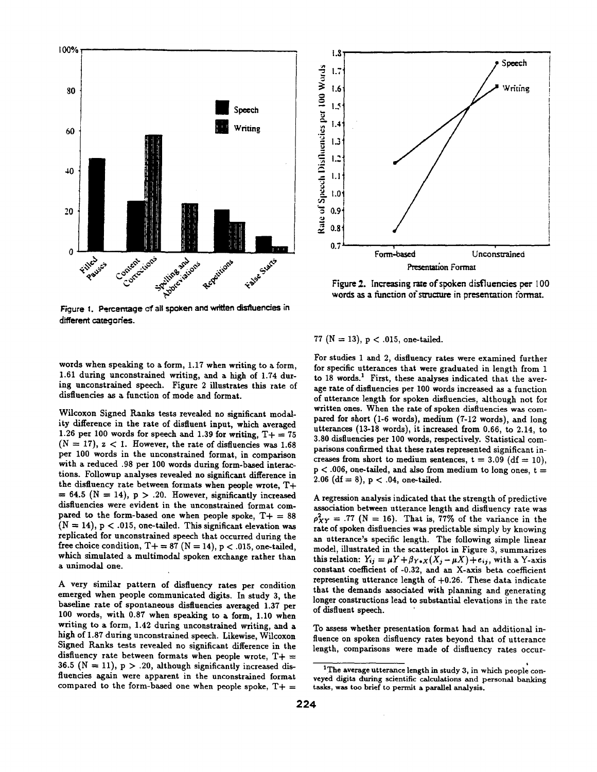Figure 1. Percentage of all spoken and written disfluencies in different categories.

Figure 2. Increasing rate of spoken disfluencies per 100 words as a function of structure in presentation format.

words when speaking to a form, 1.17 when writing to a form, 1.61 during unconstrained writing, and a high of 1.74 during unconstrained speech. Figure 2 illustrates this rate of disfluencies as a function of mode and format.

Wilcoxon Signed Ranks tests revealed no significant modality difference in the rate of disfluent input, which averaged 1.26 per 100 words for speech and 1.39 for writing, $T+ = 75$ $(N = 17)$, $z < 1$. However, the rate of disfluencies was 1.68 per 100 words in the unconstrained format, in comparison with a reduced .98 per 100 words during form-based interactions. Followup analyses revealed no significant difference in the disfluency rate between formats when people wrote, $T+ = 64.5$ $(N = 14)$, $p > .20$. However, significantly increased disfluencies were evident in the unconstrained format compared to the form-based one when people spoke, $T+ = 88$ $(N = 14)$, $p < .015$, one-tailed. This significant elevation was replicated for unconstrained speech that occurred during the free choice condition, $T+ = 87$ $(N = 14)$, $p < .015$, one-tailed, which simulated a multimodal spoken exchange rather than a unimodal one.

A very similar pattern of disfluency rates per condition emerged when people communicated digits. In study 3, the baseline rate of spontaneous disfluencies averaged 1.37 per 100 words, with 0.87 when speaking to a form, 1.10 when writing to a form, 1.42 during unconstrained writing, and a high of 1.87 during unconstrained speech. Likewise, Wilcoxon Signed Ranks tests revealed no significant difference in the disfluency rate between formats when people wrote, $T+ = 36.5$ $(N = 11)$, $p > .20$, although significantly increased disfluencies again were apparent in the unconstrained format compared to the form-based one when people spoke, $T+ = 77$ $(N = 13)$, $p < .015$, one-tailed.

For studies 1 and 2, disfluency rates were examined further for specific utterances that were graduated in length from 1 to 18 words.[1] First, these analyses indicated that the average rate of disfluencies per 100 words increased as a function of utterance length for spoken disfluencies, although not for written ones. When the rate of spoken disfluencies was compared for short (1-6 words), medium (7-12 words), and long utterances (13-18 words), it increased from 0.66, to 2.14, to 3.80 disfluencies per 100 words, respectively. Statistical comparisons confirmed that these rates represented significant increases from short to medium sentences, $t = 3.09$ $(df = 10)$, $p < .006$, one-tailed, and also from medium to long ones, $t = 2.06$ $(df = 8)$, $p < .04$, one-tailed.

A regression analysis indicated that the strength of predictive association between utterance length and disfluency rate was $\rho^2_{XY} = .77$ $(N = 16)$. That is, 77% of the variance in the rate of spoken disfluencies was predictable simply by knowing an utterance's specific length. The following simple linear model, illustrated in the scatterplot in Figure 3, summarizes this relation: $Y_{ij} = \mu Y + \beta_{Y*X}(X_j - \mu X) + e_{ij}$, with a Y-axis constant coefficient of -0.32, and an X-axis beta coefficient representing utterance length of +0.26. These data indicate that the demands associated with planning and generating longer constructions lead to substantial elevations in the rate of disfluent speech.

To assess whether presentation format had an additional influence on spoken disfluency rates beyond that of utterance length, comparisons were made of disfluency rates occur-

[1] The average utterance length in study 3, in which people conveyed digits during scientific calculations and personal banking tasks, was too brief to permit a parallel analysis.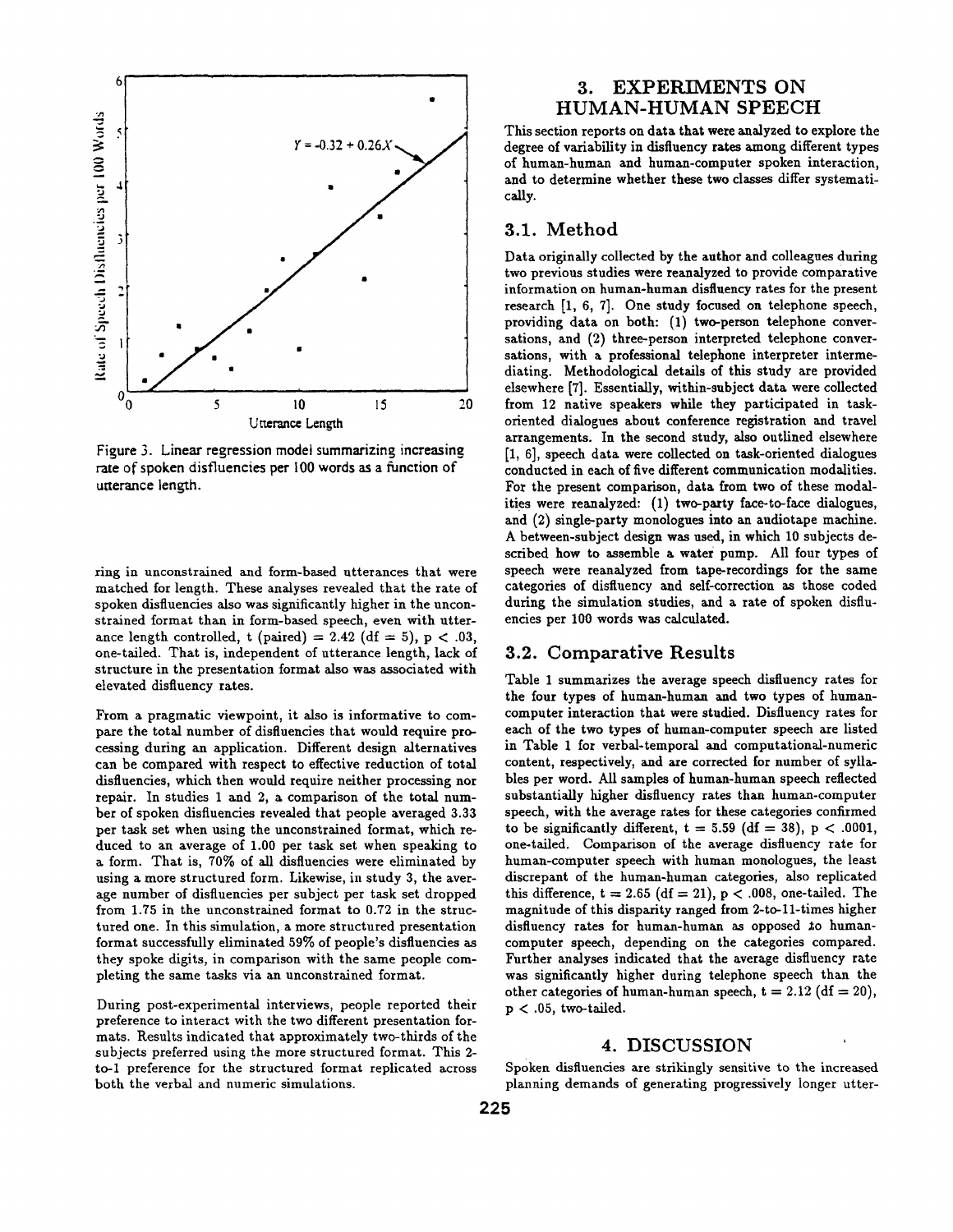Figure 3. Linear regression model summarizing increasing rate of spoken disfluencies per 100 words as a function of utterance length.

ring in unconstrained and form-based utterances that were matched for length. These analyses revealed that the rate of spoken disfluencies also was significantly higher in the unconstrained format than in form-based speech, even with utterance length controlled, t (paired) = 2.42 (df = 5), $p < .03$, one-tailed. That is, independent of utterance length, lack of structure in the presentation format also was associated with elevated disfluency rates.

From a pragmatic viewpoint, it also is informative to compare the total number of disfluencies that would require processing during an application. Different design alternatives can be compared with respect to effective reduction of total disfluencies, which then would require neither processing nor repair. In studies 1 and 2, a comparison of the total number of spoken disfluencies revealed that people averaged 3.33 per task set when using the unconstrained format, which reduced to an average of 1.00 per task set when speaking to a form. That is, 70% of all disfluencies were eliminated by using a more structured form. Likewise, in study 3, the average number of disfluencies per subject per task set dropped from 1.75 in the unconstrained format to 0.72 in the structured one. In this simulation, a more structured presentation format successfully eliminated 59% of people's disfluencies as they spoke digits, in comparison with the same people completing the same tasks via an unconstrained format.

During post-experimental interviews, people reported their preference to interact with the two different presentation formats. Results indicated that approximately two-thirds of the subjects preferred using the more structured format. This 2-to-1 preference for the structured format replicated across both the verbal and numeric simulations.

## 3. EXPERIMENTS ON HUMAN-HUMAN SPEECH

This section reports on data that were analyzed to explore the degree of variability in disfluency rates among different types of human-human and human-computer spoken interaction, and to determine whether these two classes differ systematically.

### 3.1. Method

Data originally collected by the author and colleagues during two previous studies were reanalyzed to provide comparative information on human-human disfluency rates for the present research [1, 6, 7]. One study focused on telephone speech, providing data on both: (1) two-person telephone conversations, and (2) three-person interpreted telephone conversations, with a professional telephone interpreter intermediating. Methodological details of this study are provided elsewhere [7]. Essentially, within-subject data were collected from 12 native speakers while they participated in task-oriented dialogues about conference registration and travel arrangements. In the second study, also outlined elsewhere [1, 6], speech data were collected on task-oriented dialogues conducted in each of five different communication modalities. For the present comparison, data from two of these modalities were reanalyzed: (1) two-party face-to-face dialogues, and (2) single-party monologues into an audiotape machine. A between-subject design was used, in which 10 subjects described how to assemble a water pump. All four types of speech were reanalyzed from tape-recordings for the same categories of disfluency and self-correction as those coded during the simulation studies, and a rate of spoken disfluencies per 100 words was calculated.

### 3.2. Comparative Results

Table 1 summarizes the average speech disfluency rates for the four types of human-human and two types of human-computer interaction that were studied. Disfluency rates for each of the two types of human-computer speech are listed in Table 1 for verbal-temporal and computational-numeric content, respectively, and are corrected for number of syllables per word. All samples of human-human speech reflected substantially higher disfluency rates than human-computer speech, with the average rates for these categories confirmed to be significantly different, t = 5.59 (df = 38), $p < .0001$, one-tailed. Comparison of the average disfluency rate for human-computer speech with human monologues, the least discrepant of the human-human categories, also replicated this difference, t = 2.65 (df = 21), $p < .008$, one-tailed. The magnitude of this disparity ranged from 2-to-11-times higher disfluency rates for human-human as opposed to human-computer speech, depending on the categories compared. Further analyses indicated that the average disfluency rate was significantly higher during telephone speech than the other categories of human-human speech, t = 2.12 (df = 20), $p < .05$, two-tailed.

## 4. DISCUSSION

Spoken disfluencies are strikingly sensitive to the increased planning demands of generating progressively longer utter-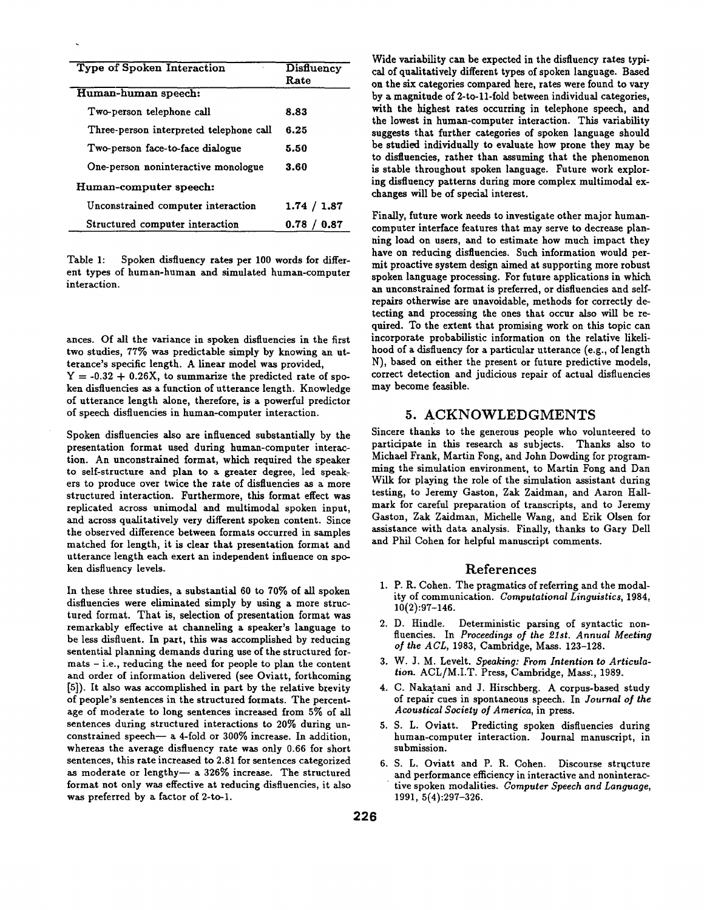| Type of Spoken Interaction | Disfluency Rate |
|---|---|
| **Human-human speech:** | |
| Two-person telephone call | **8.83** |
| Three-person interpreted telephone call | **6.25** |
| Two-person face-to-face dialogue | **5.50** |
| One-person noninteractive monologue | **3.60** |
| **Human-computer speech:** | |
| Unconstrained computer interaction | **1.74 / 1.87** |
| Structured computer interaction | **0.78 / 0.87** |

Table 1: Spoken disfluency rates per 100 words for different types of human-human and simulated human-computer interaction.

ances. Of all the variance in spoken disfluencies in the first two studies, 77% was predictable simply by knowing an utterance's specific length. A linear model was provided, $Y = -0.32 + 0.26X$, to summarize the predicted rate of spoken disfluencies as a function of utterance length. Knowledge of utterance length alone, therefore, is a powerful predictor of speech disfluencies in human-computer interaction.

Spoken disfluencies also are influenced substantially by the presentation format used during human-computer interaction. An unconstrained format, which required the speaker to self-structure and plan to a greater degree, led speakers to produce over twice the rate of disfluencies as a more structured interaction. Furthermore, this format effect was replicated across unimodal and multimodal spoken input, and across qualitatively very different spoken content. Since the observed difference between formats occurred in samples matched for length, it is clear that presentation format and utterance length each exert an independent influence on spoken disfluency levels.

In these three studies, a substantial 60 to 70% of all spoken disfluencies were eliminated simply by using a more structured format. That is, selection of presentation format was remarkably effective at channeling a speaker's language to be less disfluent. In part, this was accomplished by reducing sentential planning demands during use of the structured formats – i.e., reducing the need for people to plan the content and order of information delivered (see Oviatt, forthcoming [5]). It also was accomplished in part by the relative brevity of people's sentences in the structured formats. The percentage of moderate to long sentences increased from 5% of all sentences during structured interactions to 20% during unconstrained speech— a 4-fold or 300% increase. In addition, whereas the average disfluency rate was only 0.66 for short sentences, this rate increased to 2.81 for sentences categorized as moderate or lengthy— a 326% increase. The structured format not only was effective at reducing disfluencies, it also was preferred by a factor of 2-to-1.

Wide variability can be expected in the disfluency rates typical of qualitatively different types of spoken language. Based on the six categories compared here, rates were found to vary by a magnitude of 2-to-11-fold between individual categories, with the highest rates occurring in telephone speech, and the lowest in human-computer interaction. This variability suggests that further categories of spoken language should be studied individually to evaluate how prone they may be to disfluencies, rather than assuming that the phenomenon is stable throughout spoken language. Future work exploring disfluency patterns during more complex multimodal exchanges will be of special interest.

Finally, future work needs to investigate other major human-computer interface features that may serve to decrease planning load on users, and to estimate how much impact they have on reducing disfluencies. Such information would permit proactive system design aimed at supporting more robust spoken language processing. For future applications in which an unconstrained format is preferred, or disfluencies and self-repairs otherwise are unavoidable, methods for correctly detecting and processing the ones that occur also will be required. To the extent that promising work on this topic can incorporate probabilistic information on the relative likelihood of a disfluency for a particular utterance (e.g., of length N), based on either the present or future predictive models, correct detection and judicious repair of actual disfluencies may become feasible.

## 5. ACKNOWLEDGMENTS

Sincere thanks to the generous people who volunteered to participate in this research as subjects. Thanks also to Michael Frank, Martin Fong, and John Dowding for programming the simulation environment, to Martin Fong and Dan Wilk for playing the role of the simulation assistant during testing, to Jeremy Gaston, Zak Zaidman, and Aaron Hallmark for careful preparation of transcripts, and to Jeremy Gaston, Zak Zaidman, Michelle Wang, and Erik Olsen for assistance with data analysis. Finally, thanks to Gary Dell and Phil Cohen for helpful manuscript comments.

## References

1. P. R. Cohen. The pragmatics of referring and the modality of communication. *Computational Linguistics*, 1984, 10(2):97–146.
2. D. Hindle. Deterministic parsing of syntactic nonfluencies. In *Proceedings of the 21st. Annual Meeting of the ACL*, 1983, Cambridge, Mass. 123–128.
3. W. J. M. Levelt. *Speaking: From Intention to Articulation.* ACL/M.I.T. Press, Cambridge, Mass., 1989.
4. C. Nakatani and J. Hirschberg. A corpus-based study of repair cues in spontaneous speech. In *Journal of the Acoustical Society of America*, in press.
5. S. L. Oviatt. Predicting spoken disfluencies during human-computer interaction. Journal manuscript, in submission.
6. S. L. Oviatt and P. R. Cohen. Discourse structure and performance efficiency in interactive and noninteractive spoken modalities. *Computer Speech and Language*, 1991, 5(4):297–326.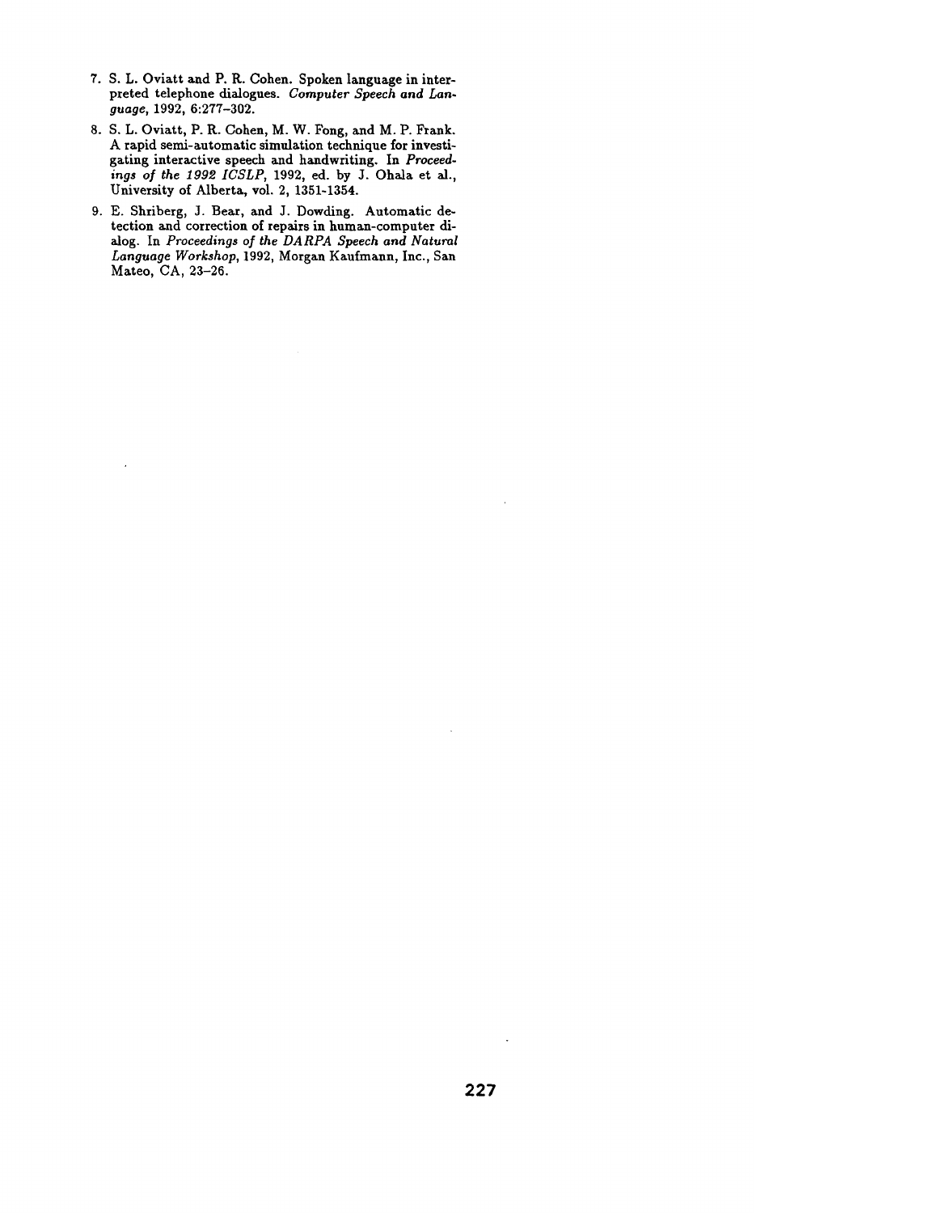7. S. L. Oviatt and P. R. Cohen. Spoken language in interpreted telephone dialogues. *Computer Speech and Language*, 1992, 6:277–302.

8. S. L. Oviatt, P. R. Cohen, M. W. Fong, and M. P. Frank. A rapid semi-automatic simulation technique for investigating interactive speech and handwriting. In *Proceedings of the 1992 ICSLP*, 1992, ed. by J. Ohala et al., University of Alberta, vol. 2, 1351-1354.

9. E. Shriberg, J. Bear, and J. Dowding. Automatic detection and correction of repairs in human-computer dialog. In *Proceedings of the DARPA Speech and Natural Language Workshop*, 1992, Morgan Kaufmann, Inc., San Mateo, CA, 23–26.